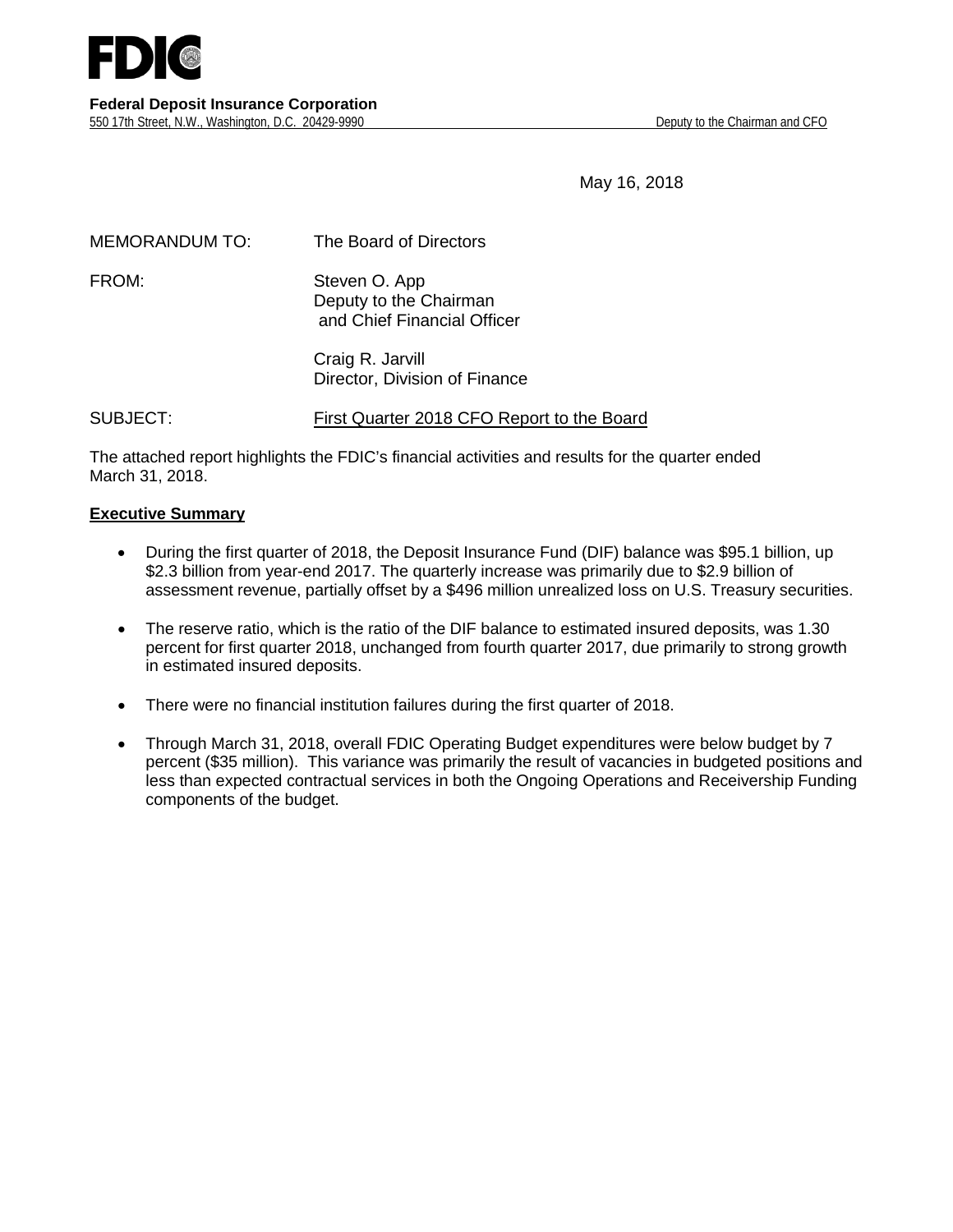# FDIC

**Federal Deposit Insurance Corporation**
550 17th Street, N.W., Washington, D.C. 20429-9990 Deputy to the Chairman and CFO

May 16, 2018

MEMORANDUM TO: The Board of Directors

FROM: Steven O. App
Deputy to the Chairman
and Chief Financial Officer

Craig R. Jarvill
Director, Division of Finance

SUBJECT: First Quarter 2018 CFO Report to the Board

The attached report highlights the FDIC's financial activities and results for the quarter ended March 31, 2018.

**Executive Summary**

- During the first quarter of 2018, the Deposit Insurance Fund (DIF) balance was $95.1 billion, up $2.3 billion from year-end 2017. The quarterly increase was primarily due to $2.9 billion of assessment revenue, partially offset by a $496 million unrealized loss on U.S. Treasury securities.
- The reserve ratio, which is the ratio of the DIF balance to estimated insured deposits, was 1.30 percent for first quarter 2018, unchanged from fourth quarter 2017, due primarily to strong growth in estimated insured deposits.
- There were no financial institution failures during the first quarter of 2018.
- Through March 31, 2018, overall FDIC Operating Budget expenditures were below budget by 7 percent ($35 million). This variance was primarily the result of vacancies in budgeted positions and less than expected contractual services in both the Ongoing Operations and Receivership Funding components of the budget.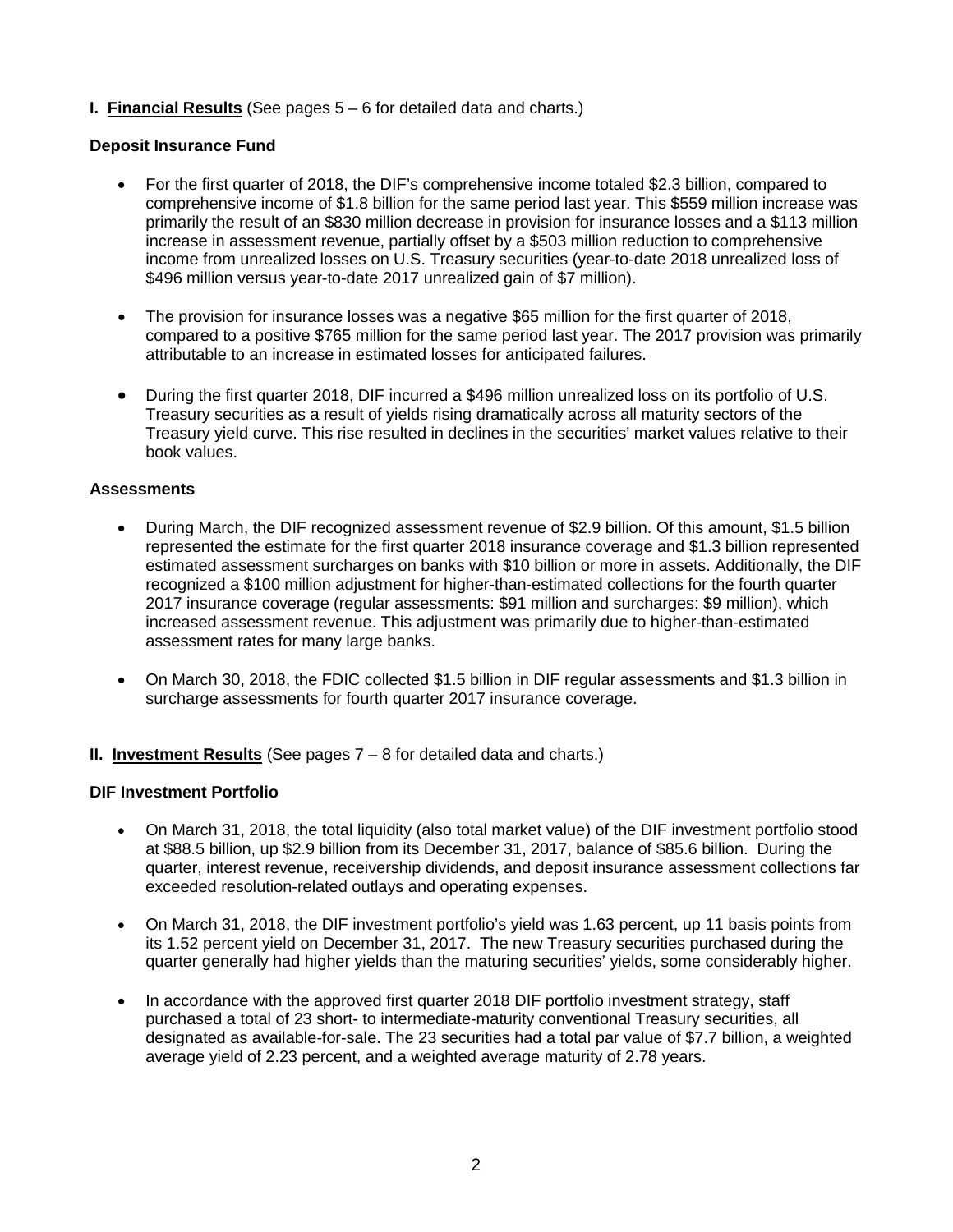**I. Financial Results** (See pages 5 – 6 for detailed data and charts.)

**Deposit Insurance Fund**

- For the first quarter of 2018, the DIF's comprehensive income totaled \$2.3 billion, compared to comprehensive income of \$1.8 billion for the same period last year. This \$559 million increase was primarily the result of an \$830 million decrease in provision for insurance losses and a \$113 million increase in assessment revenue, partially offset by a \$503 million reduction to comprehensive income from unrealized losses on U.S. Treasury securities (year-to-date 2018 unrealized loss of \$496 million versus year-to-date 2017 unrealized gain of \$7 million).

- The provision for insurance losses was a negative \$65 million for the first quarter of 2018, compared to a positive \$765 million for the same period last year. The 2017 provision was primarily attributable to an increase in estimated losses for anticipated failures.

- During the first quarter 2018, DIF incurred a \$496 million unrealized loss on its portfolio of U.S. Treasury securities as a result of yields rising dramatically across all maturity sectors of the Treasury yield curve. This rise resulted in declines in the securities' market values relative to their book values.

**Assessments**

- During March, the DIF recognized assessment revenue of \$2.9 billion. Of this amount, \$1.5 billion represented the estimate for the first quarter 2018 insurance coverage and \$1.3 billion represented estimated assessment surcharges on banks with \$10 billion or more in assets. Additionally, the DIF recognized a \$100 million adjustment for higher-than-estimated collections for the fourth quarter 2017 insurance coverage (regular assessments: \$91 million and surcharges: \$9 million), which increased assessment revenue. This adjustment was primarily due to higher-than-estimated assessment rates for many large banks.

- On March 30, 2018, the FDIC collected \$1.5 billion in DIF regular assessments and \$1.3 billion in surcharge assessments for fourth quarter 2017 insurance coverage.

**II. Investment Results** (See pages 7 – 8 for detailed data and charts.)

**DIF Investment Portfolio**

- On March 31, 2018, the total liquidity (also total market value) of the DIF investment portfolio stood at \$88.5 billion, up \$2.9 billion from its December 31, 2017, balance of \$85.6 billion. During the quarter, interest revenue, receivership dividends, and deposit insurance assessment collections far exceeded resolution-related outlays and operating expenses.

- On March 31, 2018, the DIF investment portfolio's yield was 1.63 percent, up 11 basis points from its 1.52 percent yield on December 31, 2017. The new Treasury securities purchased during the quarter generally had higher yields than the maturing securities' yields, some considerably higher.

- In accordance with the approved first quarter 2018 DIF portfolio investment strategy, staff purchased a total of 23 short- to intermediate-maturity conventional Treasury securities, all designated as available-for-sale. The 23 securities had a total par value of \$7.7 billion, a weighted average yield of 2.23 percent, and a weighted average maturity of 2.78 years.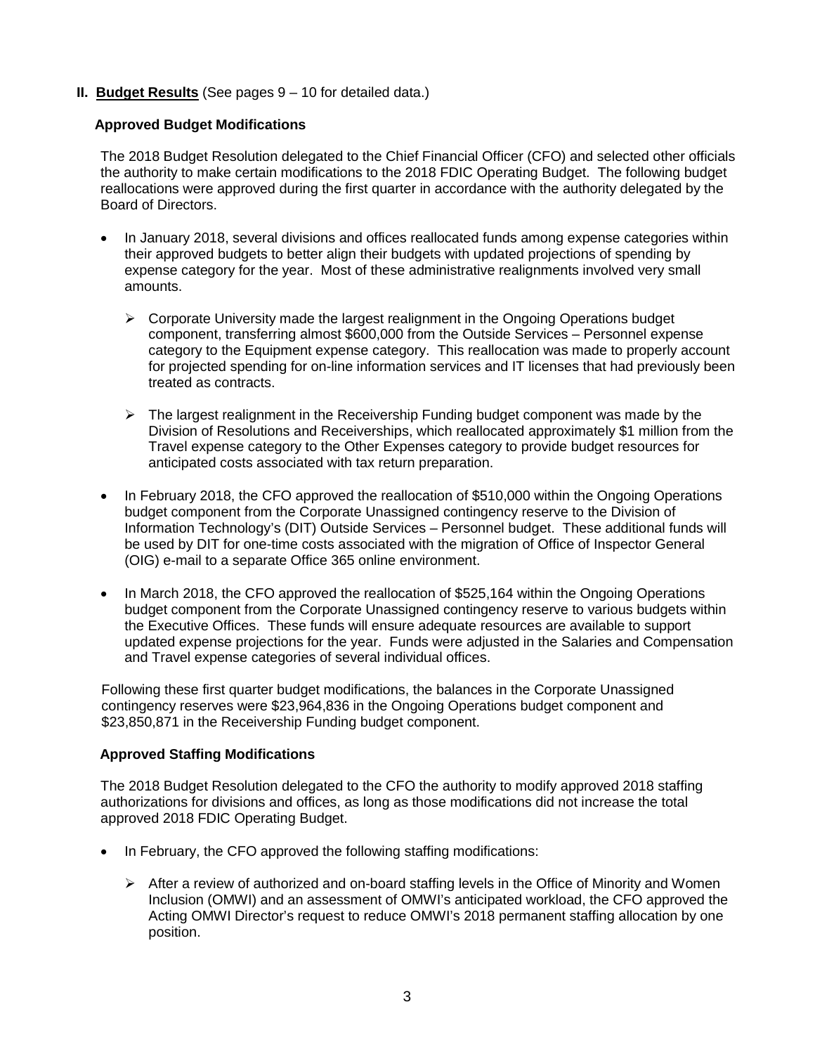## II. **Budget Results** (See pages 9 – 10 for detailed data.)

### Approved Budget Modifications

The 2018 Budget Resolution delegated to the Chief Financial Officer (CFO) and selected other officials the authority to make certain modifications to the 2018 FDIC Operating Budget. The following budget reallocations were approved during the first quarter in accordance with the authority delegated by the Board of Directors.

- In January 2018, several divisions and offices reallocated funds among expense categories within their approved budgets to better align their budgets with updated projections of spending by expense category for the year. Most of these administrative realignments involved very small amounts.
  - Corporate University made the largest realignment in the Ongoing Operations budget component, transferring almost $600,000 from the Outside Services – Personnel expense category to the Equipment expense category. This reallocation was made to properly account for projected spending for on-line information services and IT licenses that had previously been treated as contracts.
  - The largest realignment in the Receivership Funding budget component was made by the Division of Resolutions and Receiverships, which reallocated approximately $1 million from the Travel expense category to the Other Expenses category to provide budget resources for anticipated costs associated with tax return preparation.
- In February 2018, the CFO approved the reallocation of $510,000 within the Ongoing Operations budget component from the Corporate Unassigned contingency reserve to the Division of Information Technology's (DIT) Outside Services – Personnel budget. These additional funds will be used by DIT for one-time costs associated with the migration of Office of Inspector General (OIG) e-mail to a separate Office 365 online environment.
- In March 2018, the CFO approved the reallocation of $525,164 within the Ongoing Operations budget component from the Corporate Unassigned contingency reserve to various budgets within the Executive Offices. These funds will ensure adequate resources are available to support updated expense projections for the year. Funds were adjusted in the Salaries and Compensation and Travel expense categories of several individual offices.

Following these first quarter budget modifications, the balances in the Corporate Unassigned contingency reserves were $23,964,836 in the Ongoing Operations budget component and $23,850,871 in the Receivership Funding budget component.

### Approved Staffing Modifications

The 2018 Budget Resolution delegated to the CFO the authority to modify approved 2018 staffing authorizations for divisions and offices, as long as those modifications did not increase the total approved 2018 FDIC Operating Budget.

- In February, the CFO approved the following staffing modifications:
  - After a review of authorized and on-board staffing levels in the Office of Minority and Women Inclusion (OMWI) and an assessment of OMWI's anticipated workload, the CFO approved the Acting OMWI Director's request to reduce OMWI's 2018 permanent staffing allocation by one position.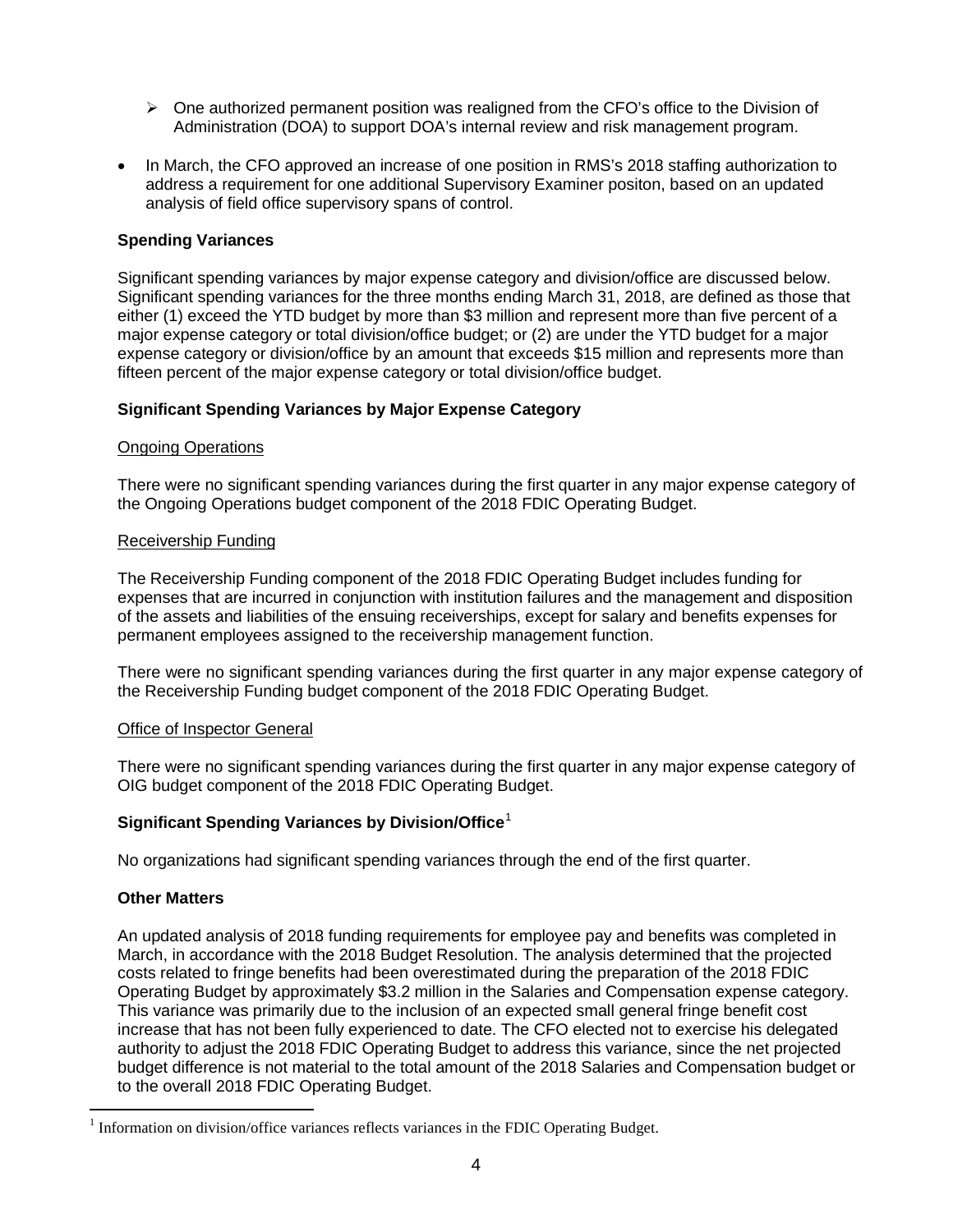- One authorized permanent position was realigned from the CFO's office to the Division of Administration (DOA) to support DOA's internal review and risk management program.

- In March, the CFO approved an increase of one position in RMS's 2018 staffing authorization to address a requirement for one additional Supervisory Examiner positon, based on an updated analysis of field office supervisory spans of control.

**Spending Variances**

Significant spending variances by major expense category and division/office are discussed below. Significant spending variances for the three months ending March 31, 2018, are defined as those that either (1) exceed the YTD budget by more than $3 million and represent more than five percent of a major expense category or total division/office budget; or (2) are under the YTD budget for a major expense category or division/office by an amount that exceeds $15 million and represents more than fifteen percent of the major expense category or total division/office budget.

**Significant Spending Variances by Major Expense Category**

Ongoing Operations

There were no significant spending variances during the first quarter in any major expense category of the Ongoing Operations budget component of the 2018 FDIC Operating Budget.

Receivership Funding

The Receivership Funding component of the 2018 FDIC Operating Budget includes funding for expenses that are incurred in conjunction with institution failures and the management and disposition of the assets and liabilities of the ensuing receiverships, except for salary and benefits expenses for permanent employees assigned to the receivership management function.

There were no significant spending variances during the first quarter in any major expense category of the Receivership Funding budget component of the 2018 FDIC Operating Budget.

Office of Inspector General

There were no significant spending variances during the first quarter in any major expense category of OIG budget component of the 2018 FDIC Operating Budget.

**Significant Spending Variances by Division/Office**[1]

No organizations had significant spending variances through the end of the first quarter.

**Other Matters**

An updated analysis of 2018 funding requirements for employee pay and benefits was completed in March, in accordance with the 2018 Budget Resolution. The analysis determined that the projected costs related to fringe benefits had been overestimated during the preparation of the 2018 FDIC Operating Budget by approximately $3.2 million in the Salaries and Compensation expense category. This variance was primarily due to the inclusion of an expected small general fringe benefit cost increase that has not been fully experienced to date. The CFO elected not to exercise his delegated authority to adjust the 2018 FDIC Operating Budget to address this variance, since the net projected budget difference is not material to the total amount of the 2018 Salaries and Compensation budget or to the overall 2018 FDIC Operating Budget.

[1] Information on division/office variances reflects variances in the FDIC Operating Budget.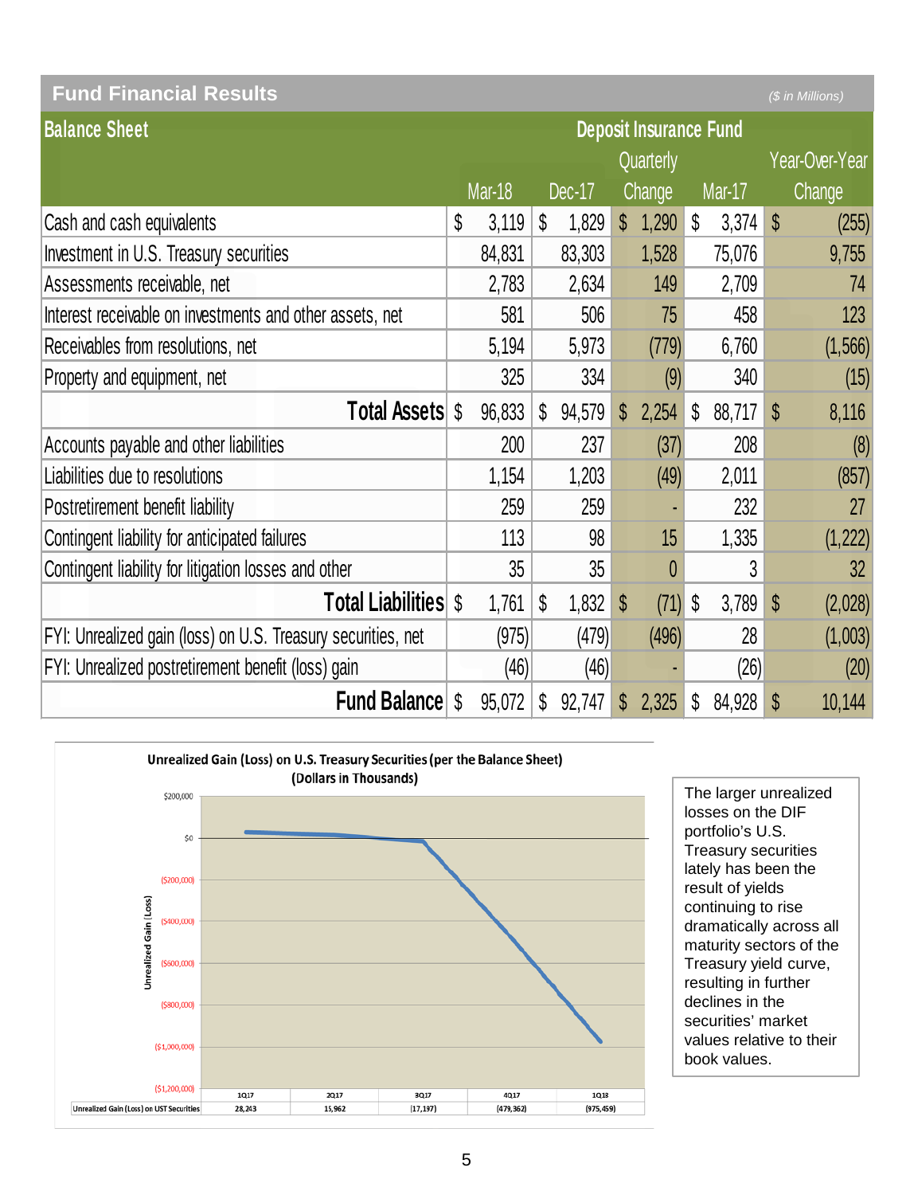## Fund Financial Results

*($ in Millions)*

| Balance Sheet | Deposit Insurance Fund | | | | |
|---|---|---|---|---|---|
| | Mar-18 | Dec-17 | Quarterly Change | Mar-17 | Year-Over-Year Change |
| Cash and cash equivalents | $ 3,119 | $ 1,829 | $ 1,290 | $ 3,374 | $ (255) |
| Investment in U.S. Treasury securities | 84,831 | 83,303 | 1,528 | 75,076 | 9,755 |
| Assessments receivable, net | 2,783 | 2,634 | 149 | 2,709 | 74 |
| Interest receivable on investments and other assets, net | 581 | 506 | 75 | 458 | 123 |
| Receivables from resolutions, net | 5,194 | 5,973 | (779) | 6,760 | (1,566) |
| Property and equipment, net | 325 | 334 | (9) | 340 | (15) |
| **Total Assets** | $ 96,833 | $ 94,579 | $ 2,254 | $ 88,717 | $ 8,116 |
| Accounts payable and other liabilities | 200 | 237 | (37) | 208 | (8) |
| Liabilities due to resolutions | 1,154 | 1,203 | (49) | 2,011 | (857) |
| Postretirement benefit liability | 259 | 259 | - | 232 | 27 |
| Contingent liability for anticipated failures | 113 | 98 | 15 | 1,335 | (1,222) |
| Contingent liability for litigation losses and other | 35 | 35 | 0 | 3 | 32 |
| **Total Liabilities** | $ 1,761 | $ 1,832 | $ (71) | $ 3,789 | $ (2,028) |
| FYI: Unrealized gain (loss) on U.S. Treasury securities, net | (975) | (479) | (496) | 28 | (1,003) |
| FYI: Unrealized postretirement benefit (loss) gain | (46) | (46) | - | (26) | (20) |
| **Fund Balance** | $ 95,072 | $ 92,747 | $ 2,325 | $ 84,928 | $ 10,144 |

**Unrealized Gain (Loss) on U.S. Treasury Securities (per the Balance Sheet)**
**(Dollars in Thousands)**

| | 1Q17 | 2Q17 | 3Q17 | 4Q17 | 1Q18 |
|---|---|---|---|---|---|
| Unrealized Gain (Loss) on UST Securities | 28,243 | 15,962 | (17,197) | (479,362) | (975,459) |

The larger unrealized losses on the DIF portfolio's U.S. Treasury securities lately has been the result of yields continuing to rise dramatically across all maturity sectors of the Treasury yield curve, resulting in further declines in the securities' market values relative to their book values.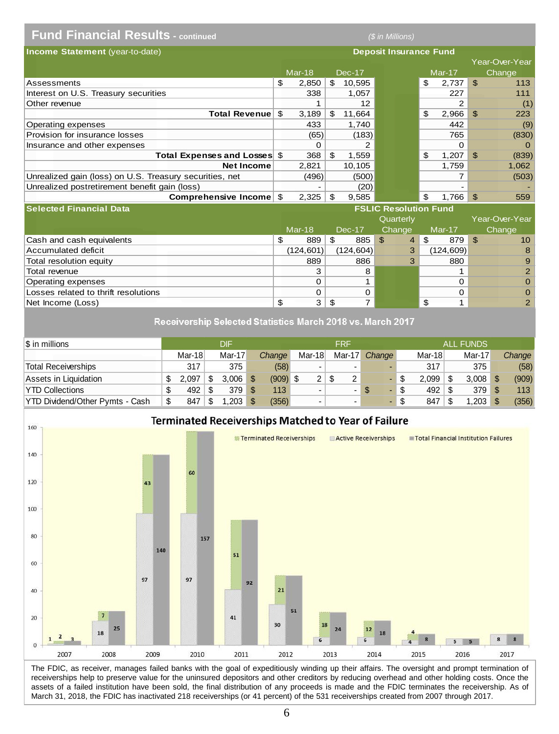## Fund Financial Results - continued

($ in Millions)

| Income Statement (year-to-date) | Deposit Insurance Fund | | | |
|---|---|---|---|---|
| | Mar-18 | Dec-17 | Mar-17 | Year-Over-Year Change |
| Assessments | $ 2,850 | $ 10,595 | $ 2,737 | $ 113 |
| Interest on U.S. Treasury securities | 338 | 1,057 | 227 | 111 |
| Other revenue | 1 | 12 | 2 | (1) |
| **Total Revenue** | $ 3,189 | $ 11,664 | $ 2,966 | $ 223 |
| Operating expenses | 433 | 1,740 | 442 | (9) |
| Provision for insurance losses | (65) | (183) | 765 | (830) |
| Insurance and other expenses | 0 | 2 | 0 | 0 |
| **Total Expenses and Losses** | $ 368 | $ 1,559 | $ 1,207 | $ (839) |
| **Net Income** | 2,821 | 10,105 | 1,759 | 1,062 |
| Unrealized gain (loss) on U.S. Treasury securities, net | (496) | (500) | 7 | (503) |
| Unrealized postretirement benefit gain (loss) | - | (20) | - | - |
| **Comprehensive Income** | $ 2,325 | $ 9,585 | $ 1,766 | $ 559 |

| Selected Financial Data | FSLIC Resolution Fund | | | | |
|---|---|---|---|---|---|
| | Mar-18 | Dec-17 | Quarterly Change | Mar-17 | Year-Over-Year Change |
| Cash and cash equivalents | $ 889 | $ 885 | $ 4 | $ 879 | $ 10 |
| Accumulated deficit | (124,601) | (124,604) | 3 | (124,609) | 8 |
| Total resolution equity | 889 | 886 | 3 | 880 | 9 |
| Total revenue | 3 | 8 | | 1 | 2 |
| Operating expenses | 0 | 1 | | 0 | 0 |
| Losses related to thrift resolutions | 0 | 0 | | 0 | 0 |
| Net Income (Loss) | $ 3 | $ 7 | | $ 1 | 2 |

### Receivership Selected Statistics March 2018 vs. March 2017

| $ in millions | DIF | | | FRF | | | ALL FUNDS | | |
|---|---|---|---|---|---|---|---|---|---|
| | Mar-18 | Mar-17 | *Change* | Mar-18 | Mar-17 | *Change* | Mar-18 | Mar-17 | *Change* |
| Total Receiverships | 317 | 375 | (58) | - | - | - | 317 | 375 | (58) |
| Assets in Liquidation | $ 2,097 | $ 3,006 | $ (909) | $ 2 | $ 2 | - | $ 2,099 | $ 3,008 | $ (909) |
| YTD Collections | $ 492 | $ 379 | $ 113 | - | - | $ - | $ 492 | $ 379 | $ 113 |
| YTD Dividend/Other Pymts - Cash | $ 847 | $ 1,203 | $ (356) | - | - | - | $ 847 | $ 1,203 | $ (356) |

### Terminated Receiverships Matched to Year of Failure

| Year | Terminated Receiverships | Active Receiverships | Total Financial Institution Failures |
|---|---|---|---|
| 2007 | 2 | 1 | 3 |
| 2008 | 7 | 18 | 25 |
| 2009 | 43 | 97 | 140 |
| 2010 | 60 | 97 | 157 |
| 2011 | 51 | 41 | 92 |
| 2012 | 21 | 30 | 51 |
| 2013 | 18 | 6 | 24 |
| 2014 | 12 | 6 | 18 |
| 2015 | 4 | 4 | 8 |
| 2016 | | 5 | 5 |
| 2017 | | 8 | 8 |

The FDIC, as receiver, manages failed banks with the goal of expeditiously winding up their affairs. The oversight and prompt termination of receiverships help to preserve value for the uninsured depositors and other creditors by reducing overhead and other holding costs. Once the assets of a failed institution have been sold, the final distribution of any proceeds is made and the FDIC terminates the receivership. As of March 31, 2018, the FDIC has inactivated 218 receiverships (or 41 percent) of the 531 receiverships created from 2007 through 2017.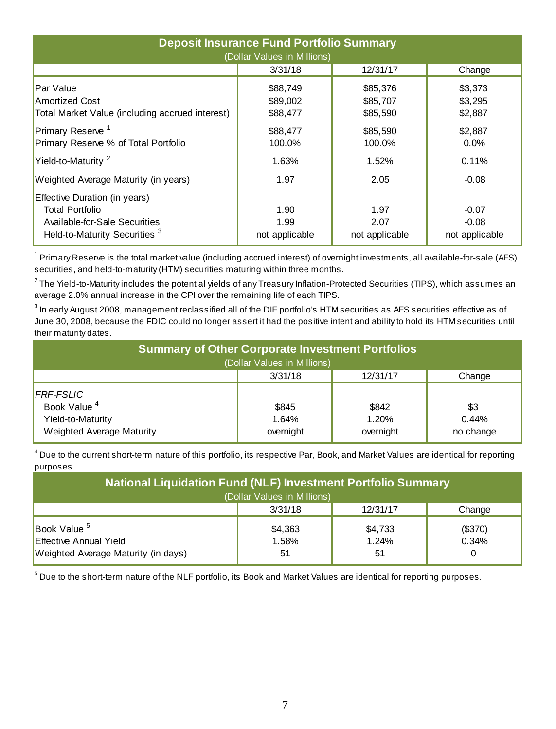**Deposit Insurance Fund Portfolio Summary**
(Dollar Values in Millions)

| | 3/31/18 | 12/31/17 | Change |
|---|---|---|---|
| Par Value | $88,749 | $85,376 | $3,373 |
| Amortized Cost | $89,002 | $85,707 | $3,295 |
| Total Market Value (including accrued interest) | $88,477 | $85,590 | $2,887 |
| Primary Reserve [1] | $88,477 | $85,590 | $2,887 |
| Primary Reserve % of Total Portfolio | 100.0% | 100.0% | 0.0% |
| Yield-to-Maturity [2] | 1.63% | 1.52% | 0.11% |
| Weighted Average Maturity (in years) | 1.97 | 2.05 | -0.08 |
| Effective Duration (in years) | | | |
| Total Portfolio | 1.90 | 1.97 | -0.07 |
| Available-for-Sale Securities | 1.99 | 2.07 | -0.08 |
| Held-to-Maturity Securities [3] | not applicable | not applicable | not applicable |

[1] Primary Reserve is the total market value (including accrued interest) of overnight investments, all available-for-sale (AFS) securities, and held-to-maturity (HTM) securities maturing within three months.

[2] The Yield-to-Maturity includes the potential yields of any Treasury Inflation-Protected Securities (TIPS), which assumes an average 2.0% annual increase in the CPI over the remaining life of each TIPS.

[3] In early August 2008, management reclassified all of the DIF portfolio's HTM securities as AFS securities effective as of June 30, 2008, because the FDIC could no longer assert it had the positive intent and ability to hold its HTM securities until their maturity dates.

**Summary of Other Corporate Investment Portfolios**
(Dollar Values in Millions)

| | 3/31/18 | 12/31/17 | Change |
|---|---|---|---|
| *FRF-FSLIC* | | | |
| Book Value [4] | $845 | $842 | $3 |
| Yield-to-Maturity | 1.64% | 1.20% | 0.44% |
| Weighted Average Maturity | overnight | overnight | no change |

[4] Due to the current short-term nature of this portfolio, its respective Par, Book, and Market Values are identical for reporting purposes.

**National Liquidation Fund (NLF) Investment Portfolio Summary**
(Dollar Values in Millions)

| | 3/31/18 | 12/31/17 | Change |
|---|---|---|---|
| Book Value [5] | $4,363 | $4,733 | ($370) |
| Effective Annual Yield | 1.58% | 1.24% | 0.34% |
| Weighted Average Maturity (in days) | 51 | 51 | 0 |

[5] Due to the short-term nature of the NLF portfolio, its Book and Market Values are identical for reporting purposes.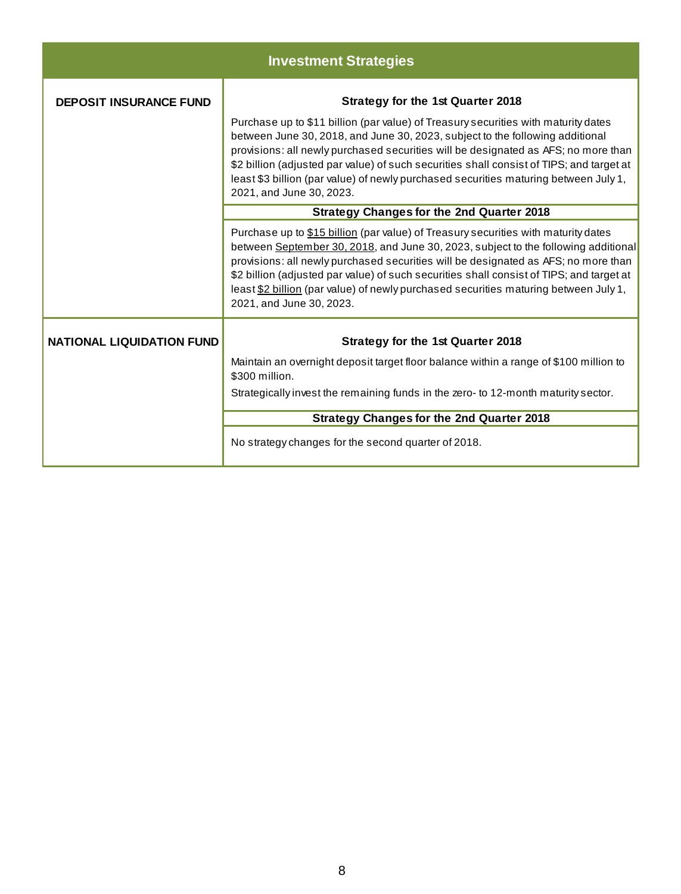## Investment Strategies

| | |
|---|---|
| **DEPOSIT INSURANCE FUND** | **Strategy for the 1st Quarter 2018**<br><br>Purchase up to $11 billion (par value) of Treasury securities with maturity dates between June 30, 2018, and June 30, 2023, subject to the following additional provisions: all newly purchased securities will be designated as AFS; no more than $2 billion (adjusted par value) of such securities shall consist of TIPS; and target at least $3 billion (par value) of newly purchased securities maturing between July 1, 2021, and June 30, 2023. |
| | **Strategy Changes for the 2nd Quarter 2018** |
| | Purchase up to <u>$15 billion</u> (par value) of Treasury securities with maturity dates between <u>September 30, 2018</u>, and June 30, 2023, subject to the following additional provisions: all newly purchased securities will be designated as AFS; no more than $2 billion (adjusted par value) of such securities shall consist of TIPS; and target at least <u>$2 billion</u> (par value) of newly purchased securities maturing between July 1, 2021, and June 30, 2023. |
| **NATIONAL LIQUIDATION FUND** | **Strategy for the 1st Quarter 2018**<br><br>Maintain an overnight deposit target floor balance within a range of $100 million to $300 million.<br><br>Strategically invest the remaining funds in the zero- to 12-month maturity sector. |
| | **Strategy Changes for the 2nd Quarter 2018** |
| | No strategy changes for the second quarter of 2018. |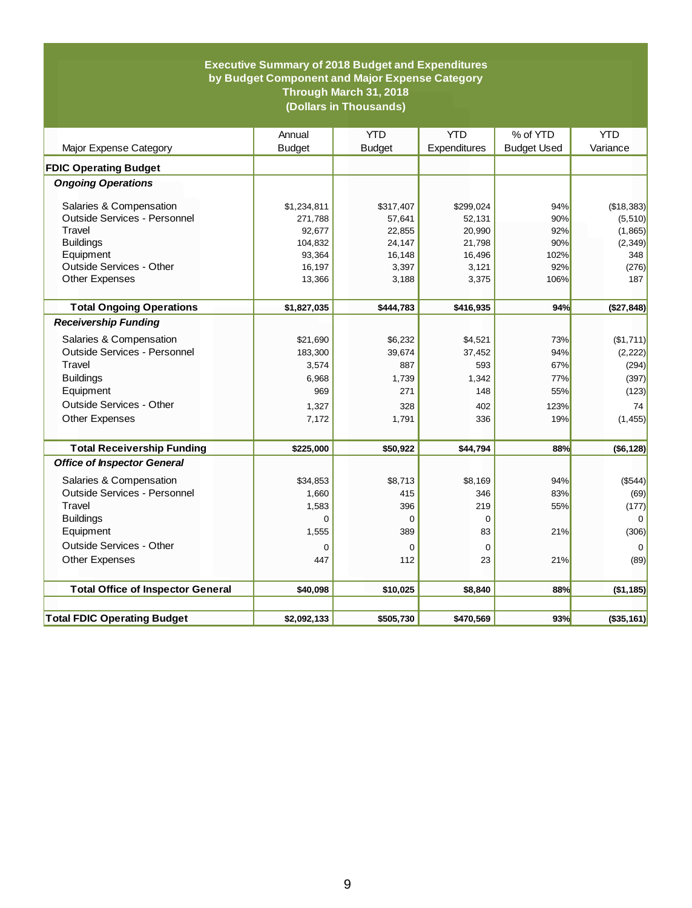**Executive Summary of 2018 Budget and Expenditures by Budget Component and Major Expense Category Through March 31, 2018 (Dollars in Thousands)**

| Major Expense Category | Annual Budget | YTD Budget | YTD Expenditures | % of YTD Budget Used | YTD Variance |
|---|---|---|---|---|---|
| **FDIC Operating Budget** | | | | | |
| ***Ongoing Operations*** | | | | | |
| Salaries & Compensation | $1,234,811 | $317,407 | $299,024 | 94% | ($18,383) |
| Outside Services - Personnel | 271,788 | 57,641 | 52,131 | 90% | (5,510) |
| Travel | 92,677 | 22,855 | 20,990 | 92% | (1,865) |
| Buildings | 104,832 | 24,147 | 21,798 | 90% | (2,349) |
| Equipment | 93,364 | 16,148 | 16,496 | 102% | 348 |
| Outside Services - Other | 16,197 | 3,397 | 3,121 | 92% | (276) |
| Other Expenses | 13,366 | 3,188 | 3,375 | 106% | 187 |
| **Total Ongoing Operations** | **$1,827,035** | **$444,783** | **$416,935** | **94%** | **($27,848)** |
| ***Receivership Funding*** | | | | | |
| Salaries & Compensation | $21,690 | $6,232 | $4,521 | 73% | ($1,711) |
| Outside Services - Personnel | 183,300 | 39,674 | 37,452 | 94% | (2,222) |
| Travel | 3,574 | 887 | 593 | 67% | (294) |
| Buildings | 6,968 | 1,739 | 1,342 | 77% | (397) |
| Equipment | 969 | 271 | 148 | 55% | (123) |
| Outside Services - Other | 1,327 | 328 | 402 | 123% | 74 |
| Other Expenses | 7,172 | 1,791 | 336 | 19% | (1,455) |
| **Total Receivership Funding** | **$225,000** | **$50,922** | **$44,794** | **88%** | **($6,128)** |
| ***Office of Inspector General*** | | | | | |
| Salaries & Compensation | $34,853 | $8,713 | $8,169 | 94% | ($544) |
| Outside Services - Personnel | 1,660 | 415 | 346 | 83% | (69) |
| Travel | 1,583 | 396 | 219 | 55% | (177) |
| Buildings | 0 | 0 | 0 | | 0 |
| Equipment | 1,555 | 389 | 83 | 21% | (306) |
| Outside Services - Other | 0 | 0 | 0 | | 0 |
| Other Expenses | 447 | 112 | 23 | 21% | (89) |
| **Total Office of Inspector General** | **$40,098** | **$10,025** | **$8,840** | **88%** | **($1,185)** |
| **Total FDIC Operating Budget** | **$2,092,133** | **$505,730** | **$470,569** | **93%** | **($35,161)** |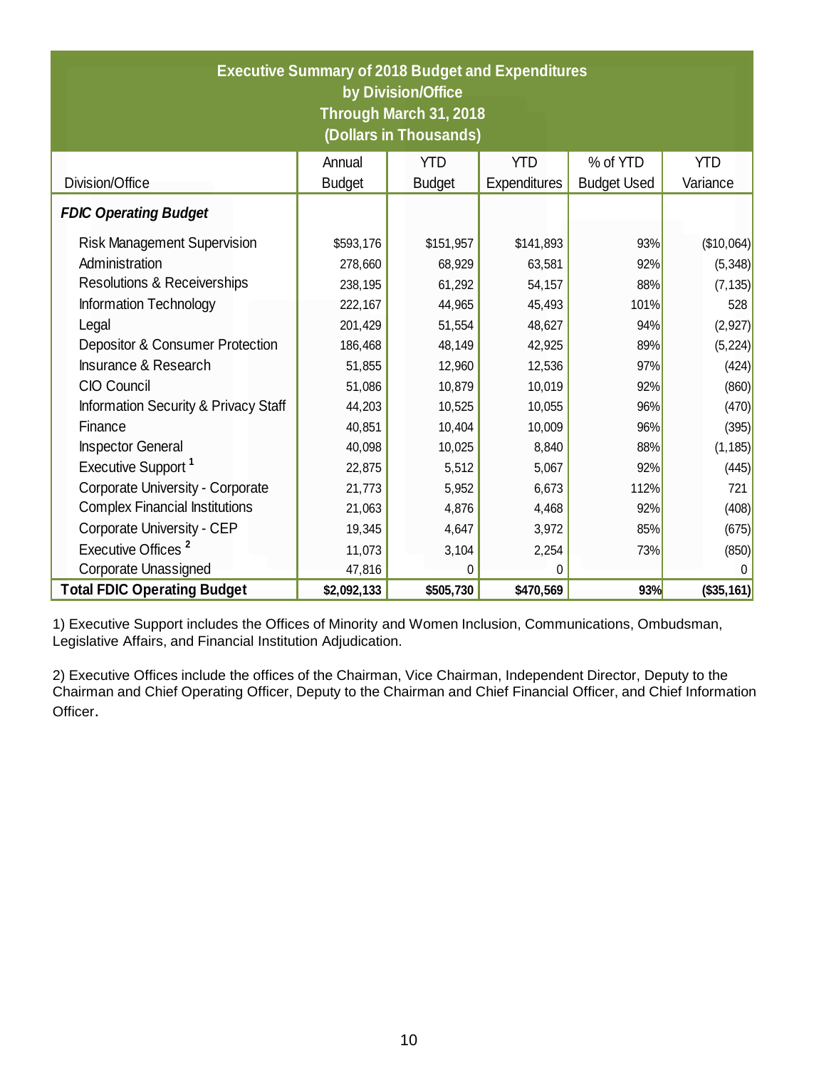# Executive Summary of 2018 Budget and Expenditures
## by Division/Office
## Through March 31, 2018
## (Dollars in Thousands)

| Division/Office | Annual Budget | YTD Budget | YTD Expenditures | % of YTD Budget Used | YTD Variance |
|---|---|---|---|---|---|
| ***FDIC Operating Budget*** | | | | | |
| Risk Management Supervision | $593,176 | $151,957 | $141,893 | 93% | ($10,064) |
| Administration | 278,660 | 68,929 | 63,581 | 92% | (5,348) |
| Resolutions & Receiverships | 238,195 | 61,292 | 54,157 | 88% | (7,135) |
| Information Technology | 222,167 | 44,965 | 45,493 | 101% | 528 |
| Legal | 201,429 | 51,554 | 48,627 | 94% | (2,927) |
| Depositor & Consumer Protection | 186,468 | 48,149 | 42,925 | 89% | (5,224) |
| Insurance & Research | 51,855 | 12,960 | 12,536 | 97% | (424) |
| CIO Council | 51,086 | 10,879 | 10,019 | 92% | (860) |
| Information Security & Privacy Staff | 44,203 | 10,525 | 10,055 | 96% | (470) |
| Finance | 40,851 | 10,404 | 10,009 | 96% | (395) |
| Inspector General | 40,098 | 10,025 | 8,840 | 88% | (1,185) |
| Executive Support [1] | 22,875 | 5,512 | 5,067 | 92% | (445) |
| Corporate University - Corporate | 21,773 | 5,952 | 6,673 | 112% | 721 |
| Complex Financial Institutions | 21,063 | 4,876 | 4,468 | 92% | (408) |
| Corporate University - CEP | 19,345 | 4,647 | 3,972 | 85% | (675) |
| Executive Offices [2] | 11,073 | 3,104 | 2,254 | 73% | (850) |
| Corporate Unassigned | 47,816 | 0 | 0 | | 0 |
| **Total FDIC Operating Budget** | **$2,092,133** | **$505,730** | **$470,569** | **93%** | **($35,161)** |

1) Executive Support includes the Offices of Minority and Women Inclusion, Communications, Ombudsman, Legislative Affairs, and Financial Institution Adjudication.

2) Executive Offices include the offices of the Chairman, Vice Chairman, Independent Director, Deputy to the Chairman and Chief Operating Officer, Deputy to the Chairman and Chief Financial Officer, and Chief Information Officer.